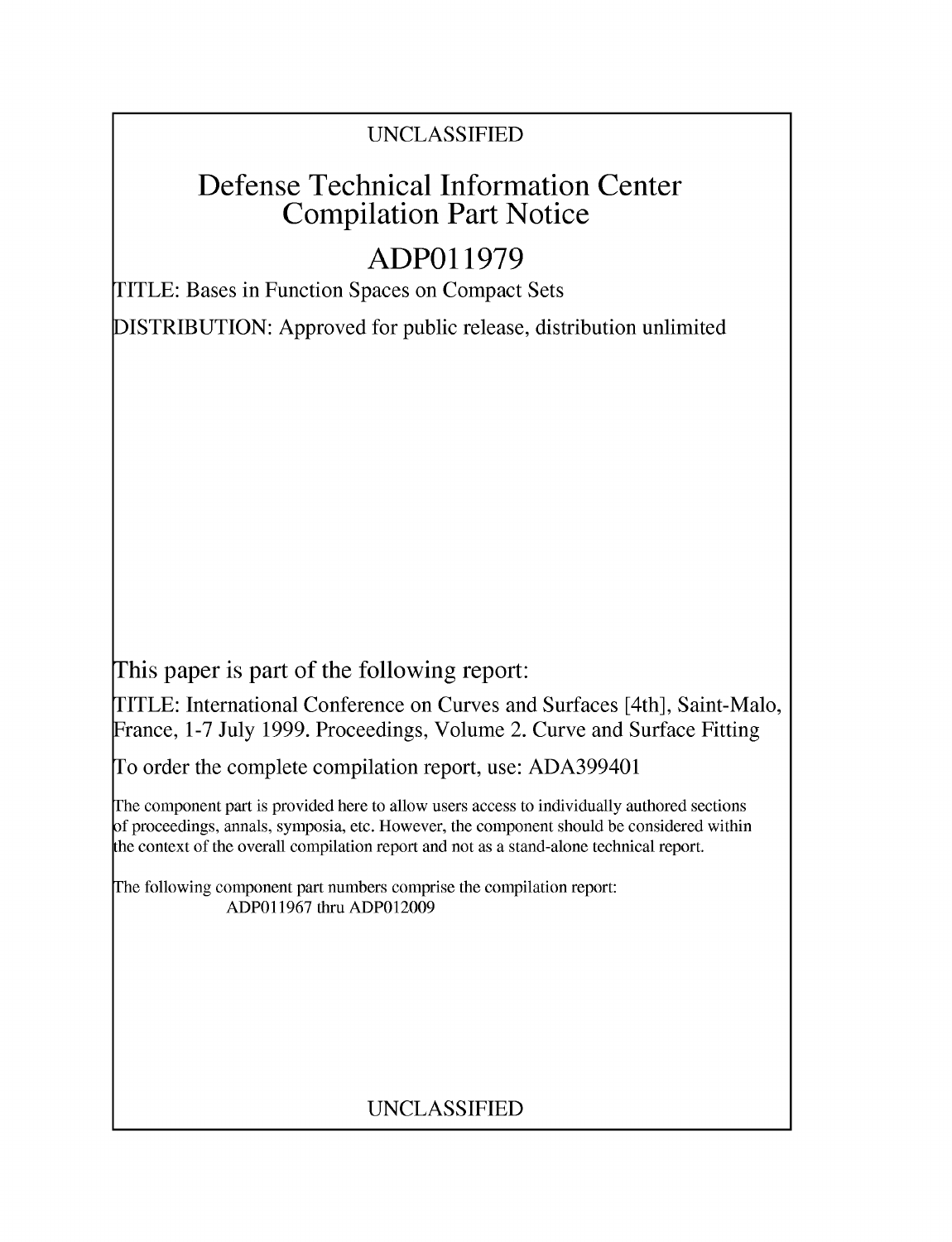UNCLASSIFIED

# Defense Technical Information Center Compilation Part Notice

# ADP011979

TITLE: Bases in Function Spaces on Compact Sets

DISTRIBUTION: Approved for public release, distribution unlimited

This paper is part of the following report:

TITLE: International Conference on Curves and Surfaces [4th], Saint-Malo, France, 1-7 July 1999. Proceedings, Volume 2. Curve and Surface Fitting

To order the complete compilation report, use: ADA399401

The component part is provided here to allow users access to individually authored sections of proceedings, annals, symposia, etc. However, the component should be considered within the context of the overall compilation report and not as a stand-alone technical report.

The following component part numbers comprise the compilation report:
ADP011967 thru ADP012009

UNCLASSIFIED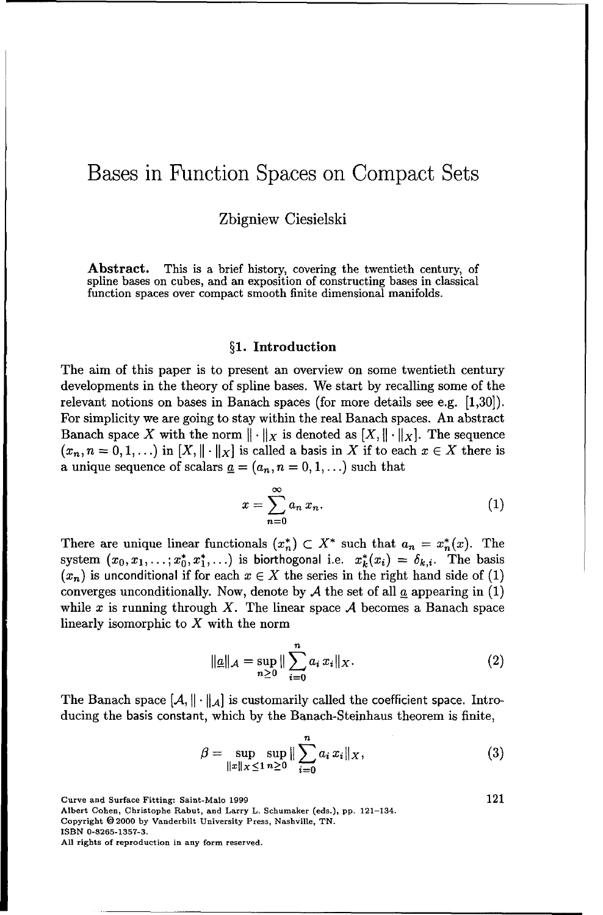# Bases in Function Spaces on Compact Sets

Zbigniew Ciesielski

**Abstract.** This is a brief history, covering the twentieth century, of spline bases on cubes, and an exposition of constructing bases in classical function spaces over compact smooth finite dimensional manifolds.

## §1. Introduction

The aim of this paper is to present an overview on some twentieth century developments in the theory of spline bases. We start by recalling some of the relevant notions on bases in Banach spaces (for more details see e.g. [1,30]). For simplicity we are going to stay within the real Banach spaces. An abstract Banach space $X$ with the norm $\|\cdot\|_X$ is denoted as $[X, \|\cdot\|_X]$. The sequence $(x_n, n = 0, 1, \ldots)$ in $[X, \|\cdot\|_X]$ is called a basis in $X$ if to each $x \in X$ there is a unique sequence of scalars $\underline{a} = (a_n, n = 0, 1, \ldots)$ such that

$$x = \sum_{n=0}^{\infty} a_n x_n. \tag{1}$$

There are unique linear functionals $(x_n^*) \subset X^*$ such that $a_n = x_n^*(x)$. The system $(x_0, x_1, \ldots; x_0^*, x_1^*, \ldots)$ is biorthogonal i.e. $x_k^*(x_i) = \delta_{k,i}$. The basis $(x_n)$ is unconditional if for each $x \in X$ the series in the right hand side of (1) converges unconditionally. Now, denote by $\mathcal{A}$ the set of all $\underline{a}$ appearing in (1) while $x$ is running through $X$. The linear space $\mathcal{A}$ becomes a Banach space linearly isomorphic to $X$ with the norm

$$\|\underline{a}\|_{\mathcal{A}} = \sup_{n \geq 0} \|\sum_{i=0}^{n} a_i x_i\|_X. \tag{2}$$

The Banach space $[\mathcal{A}, \|\cdot\|_{\mathcal{A}}]$ is customarily called the coefficient space. Introducing the basis constant, which by the Banach-Steinhaus theorem is finite,

$$\beta = \sup_{\|x\|_X \leq 1} \sup_{n \geq 0} \|\sum_{i=0}^{n} a_i x_i\|_X, \tag{3}$$

Curve and Surface Fitting: Saint-Malo 1999
Albert Cohen, Christophe Rabut, and Larry L. Schumaker (eds.), pp. 121–134.
Copyright © 2000 by Vanderbilt University Press, Nashville, TN.
ISBN 0-8265-1357-3.
All rights of reproduction in any form reserved.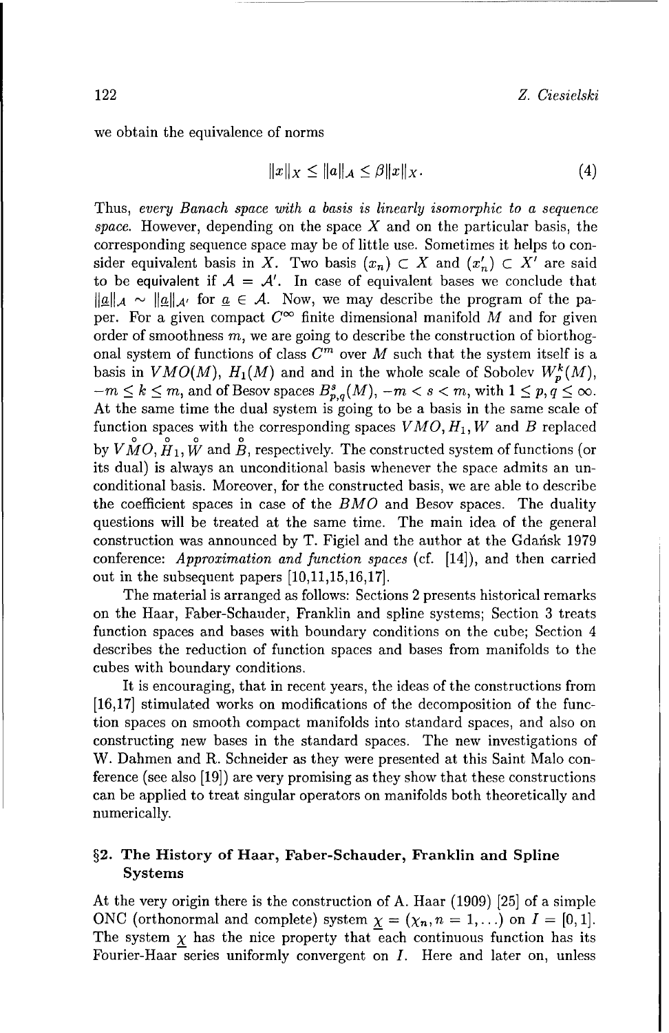we obtain the equivalence of norms

$$\|x\|_X \leq \|\underline{a}\|_{\mathcal{A}} \leq \beta \|x\|_X. \tag{4}$$

Thus, *every Banach space with a basis is linearly isomorphic to a sequence space.* However, depending on the space $X$ and on the particular basis, the corresponding sequence space may be of little use. Sometimes it helps to consider equivalent basis in $X$. Two basis $(x_n) \subset X$ and $(x'_n) \subset X'$ are said to be **equivalent** if $\mathcal{A} = \mathcal{A}'$. In case of equivalent bases we conclude that $\|\underline{a}\|_{\mathcal{A}} \sim \|\underline{a}\|_{\mathcal{A}'}$ for $\underline{a} \in \mathcal{A}$. Now, we may describe the program of the paper. For a given compact $C^\infty$ finite dimensional manifold $M$ and for given order of smoothness $m$, we are going to describe the construction of biorthogonal system of functions of class $C^m$ over $M$ such that the system itself is a basis in $VMO(M)$, $H_1(M)$ and and in the whole scale of Sobolev $W_p^k(M)$, $-m \leq k \leq m$, and of Besov spaces $B_{p,q}^s(M)$, $-m < s < m$, with $1 \leq p, q \leq \infty$. At the same time the dual system is going to be a basis in the same scale of function spaces with the corresponding spaces $VMO, H_1, W$ and $B$ replaced by $\overset{\circ}{VMO}, \overset{\circ}{H}_1, \overset{\circ}{W}$ and $\overset{\circ}{B}$, respectively. The constructed system of functions (or its dual) is always an unconditional basis whenever the space admits an unconditional basis. Moreover, for the constructed basis, we are able to describe the coefficient spaces in case of the $BMO$ and Besov spaces. The duality questions will be treated at the same time. The main idea of the general construction was announced by T. Figiel and the author at the Gdańsk 1979 conference: *Approximation and function spaces* (cf. [14]), and then carried out in the subsequent papers [10,11,15,16,17].

The material is arranged as follows: Sections 2 presents historical remarks on the Haar, Faber-Schauder, Franklin and spline systems; Section 3 treats function spaces and bases with boundary conditions on the cube; Section 4 describes the reduction of function spaces and bases from manifolds to the cubes with boundary conditions.

It is encouraging, that in recent years, the ideas of the constructions from [16,17] stimulated works on modifications of the decomposition of the function spaces on smooth compact manifolds into standard spaces, and also on constructing new bases in the standard spaces. The new investigations of W. Dahmen and R. Schneider as they were presented at this Saint Malo conference (see also [19]) are very promising as they show that these constructions can be applied to treat singular operators on manifolds both theoretically and numerically.

## §2. The History of Haar, Faber-Schauder, Franklin and Spline Systems

At the very origin there is the construction of A. Haar (1909) [25] of a simple ONC (orthonormal and complete) system $\underline{\chi} = (\chi_n, n = 1, \ldots)$ on $I = [0,1]$. The system $\underline{\chi}$ has the nice property that each continuous function has its Fourier-Haar series uniformly convergent on $I$. Here and later on, unless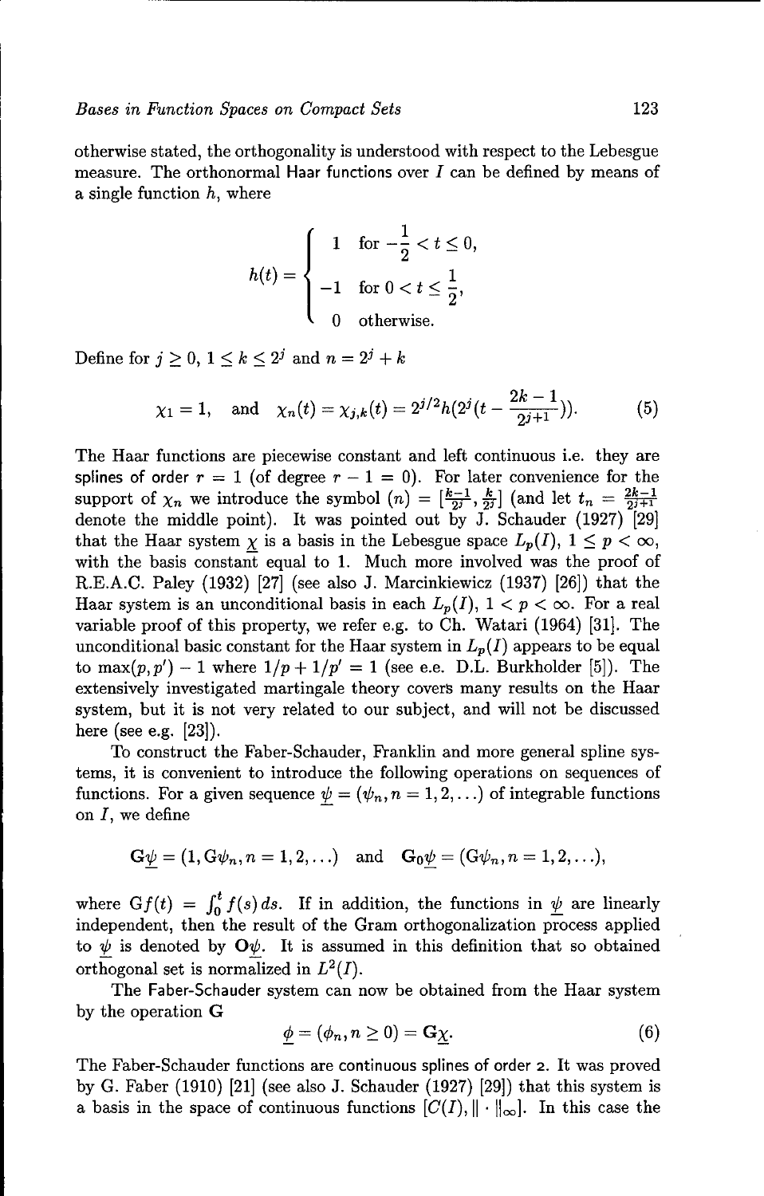otherwise stated, the orthogonality is understood with respect to the Lebesgue measure. The orthonormal Haar functions over $I$ can be defined by means of a single function $h$, where

$$h(t) = \begin{cases} 1 & \text{for } -\frac{1}{2} < t \leq 0, \\ -1 & \text{for } 0 < t \leq \frac{1}{2}, \\ 0 & \text{otherwise.} \end{cases}$$

Define for $j \geq 0$, $1 \leq k \leq 2^j$ and $n = 2^j + k$

$$\chi_1 = 1, \quad \text{and} \quad \chi_n(t) = \chi_{j,k}(t) = 2^{j/2} h(2^j(t - \frac{2k-1}{2^{j+1}})). \tag{5}$$

The Haar functions are piecewise constant and left continuous i.e. they are splines of order $r = 1$ (of degree $r - 1 = 0$). For later convenience for the support of $\chi_n$ we introduce the symbol $(n) = [\frac{k-1}{2^j}, \frac{k}{2^j}]$ (and let $t_n = \frac{2k-1}{2^{j+1}}$ denote the middle point). It was pointed out by J. Schauder (1927) [29] that the Haar system $\underline{\chi}$ is a basis in the Lebesgue space $L_p(I)$, $1 \leq p < \infty$, with the basis constant equal to 1. Much more involved was the proof of R.E.A.C. Paley (1932) [27] (see also J. Marcinkiewicz (1937) [26]) that the Haar system is an unconditional basis in each $L_p(I)$, $1 < p < \infty$. For a real variable proof of this property, we refer e.g. to Ch. Watari (1964) [31]. The unconditional basic constant for the Haar system in $L_p(I)$ appears to be equal to $\max(p, p') - 1$ where $1/p + 1/p' = 1$ (see e.e. D.L. Burkholder [5]). The extensively investigated martingale theory covers many results on the Haar system, but it is not very related to our subject, and will not be discussed here (see e.g. [23]).

To construct the Faber-Schauder, Franklin and more general spline systems, it is convenient to introduce the following operations on sequences of functions. For a given sequence $\underline{\psi} = (\psi_n, n = 1, 2, \ldots)$ of integrable functions on $I$, we define

$$\mathbf{G}\underline{\psi} = (1, \mathrm{G}\psi_n, n = 1, 2, \ldots) \quad \text{and} \quad \mathbf{G}_0\underline{\psi} = (\mathrm{G}\psi_n, n = 1, 2, \ldots),$$

where $\mathrm{G}f(t) = \int_0^t f(s)\,ds$. If in addition, the functions in $\underline{\psi}$ are linearly independent, then the result of the Gram orthogonalization process applied to $\underline{\psi}$ is denoted by $\mathbf{O}\underline{\psi}$. It is assumed in this definition that so obtained orthogonal set is normalized in $L^2(I)$.

The Faber-Schauder system can now be obtained from the Haar system by the operation $\mathbf{G}$

$$\underline{\phi} = (\phi_n, n \geq 0) = \mathbf{G}\underline{\chi}. \tag{6}$$

The Faber-Schauder functions are continuous splines of order 2. It was proved by G. Faber (1910) [21] (see also J. Schauder (1927) [29]) that this system is a basis in the space of continuous functions $[C(I), \|\cdot\|_\infty]$. In this case the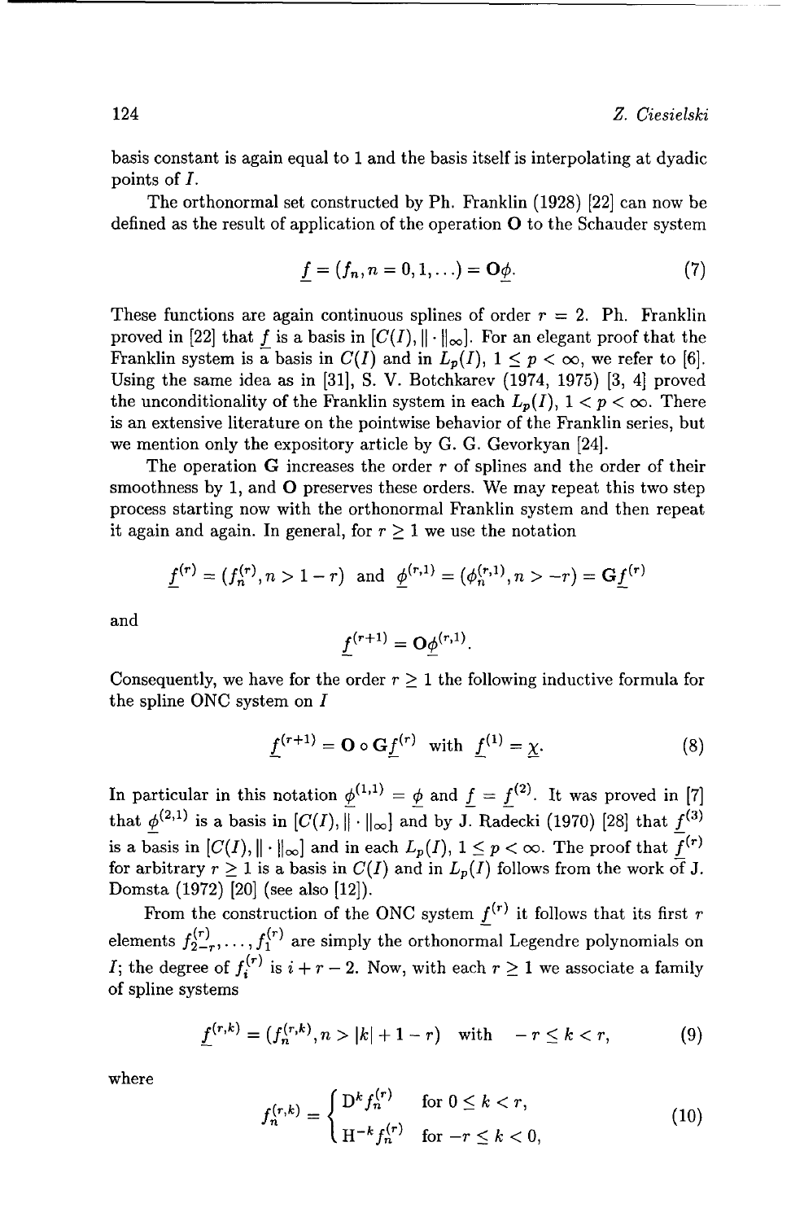basis constant is again equal to 1 and the basis itself is interpolating at dyadic points of $I$.

The orthonormal set constructed by Ph. Franklin (1928) [22] can now be defined as the result of application of the operation $\mathbf{O}$ to the Schauder system

$$\underline{f} = (f_n, n = 0, 1, \ldots) = \mathbf{O}\underline{\phi}. \tag{7}$$

These functions are again continuous splines of order $r = 2$. Ph. Franklin proved in [22] that $\underline{f}$ is a basis in $[C(I), \|\cdot\|_\infty]$. For an elegant proof that the Franklin system is a basis in $C(I)$ and in $L_p(I)$, $1 \leq p < \infty$, we refer to [6]. Using the same idea as in [31], S. V. Botchkarev (1974, 1975) [3, 4] proved the unconditionality of the Franklin system in each $L_p(I)$, $1 < p < \infty$. There is an extensive literature on the pointwise behavior of the Franklin series, but we mention only the expository article by G. G. Gevorkyan [24].

The operation $\mathbf{G}$ increases the order $r$ of splines and the order of their smoothness by 1, and $\mathbf{O}$ preserves these orders. We may repeat this two step process starting now with the orthonormal Franklin system and then repeat it again and again. In general, for $r \geq 1$ we use the notation

$$\underline{f}^{(r)} = (f_n^{(r)}, n > 1 - r) \quad \text{and} \quad \underline{\phi}^{(r,1)} = (\phi_n^{(r,1)}, n > -r) = \mathbf{G}\underline{f}^{(r)}$$

and

$$\underline{f}^{(r+1)} = \mathbf{O}\underline{\phi}^{(r,1)}.$$

Consequently, we have for the order $r \geq 1$ the following inductive formula for the spline ONC system on $I$

$$\underline{f}^{(r+1)} = \mathbf{O} \circ \mathbf{G}\underline{f}^{(r)} \quad \text{with} \quad \underline{f}^{(1)} = \underline{\chi}. \tag{8}$$

In particular in this notation $\underline{\phi}^{(1,1)} = \underline{\phi}$ and $\underline{f} = \underline{f}^{(2)}$. It was proved in [7] that $\underline{\phi}^{(2,1)}$ is a basis in $[C(I), \|\cdot\|_\infty]$ and by J. Radecki (1970) [28] that $\underline{f}^{(3)}$ is a basis in $[C(I), \|\cdot\|_\infty]$ and in each $L_p(I)$, $1 \leq p < \infty$. The proof that $\underline{f}^{(r)}$ for arbitrary $r \geq 1$ is a basis in $C(I)$ and in $L_p(I)$ follows from the work of J. Domsta (1972) [20] (see also [12]).

From the construction of the ONC system $\underline{f}^{(r)}$ it follows that its first $r$ elements $f_{2-r}^{(r)}, \ldots, f_1^{(r)}$ are simply the orthonormal Legendre polynomials on $I$; the degree of $f_i^{(r)}$ is $i + r - 2$. Now, with each $r \geq 1$ we associate a family of spline systems

$$\underline{f}^{(r,k)} = (f_n^{(r,k)}, n > |k| + 1 - r) \quad \text{with} \quad -r \leq k < r, \tag{9}$$

where

$$f_n^{(r,k)} = \begin{cases} \mathrm{D}^k f_n^{(r)} & \text{for } 0 \leq k < r, \\ \mathrm{H}^{-k} f_n^{(r)} & \text{for } -r \leq k < 0, \end{cases} \tag{10}$$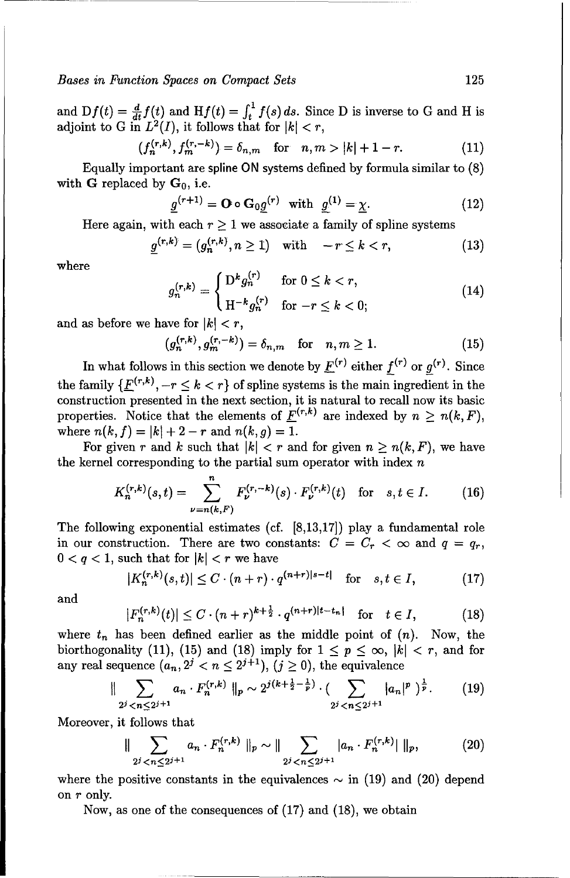and $\mathrm{D}f(t) = \frac{d}{dt}f(t)$ and $\mathrm{H}f(t) = \int_t^1 f(s)\,ds$. Since D is inverse to G and H is adjoint to G in $L^2(I)$, it follows that for $|k| < r$,

$$(f_n^{(r,k)}, f_m^{(r,-k)}) = \delta_{n,m} \quad \text{for} \quad n, m > |k| + 1 - r. \tag{11}$$

Equally important are spline ON systems defined by formula similar to (8) with $\mathbf{G}$ replaced by $\mathbf{G}_0$, i.e.

$$\underline{g}^{(r+1)} = \mathbf{O} \circ \mathbf{G}_0 \underline{g}^{(r)} \quad \text{with} \quad \underline{g}^{(1)} = \underline{\chi}. \tag{12}$$

Here again, with each $r \geq 1$ we associate a family of spline systems

$$\underline{g}^{(r,k)} = (g_n^{(r,k)}, n \geq 1) \quad \text{with} \quad -r \leq k < r, \tag{13}$$

where

$$g_n^{(r,k)} = \begin{cases} \mathrm{D}^k g_n^{(r)} & \text{for } 0 \leq k < r, \\ \mathrm{H}^{-k} g_n^{(r)} & \text{for } -r \leq k < 0; \end{cases} \tag{14}$$

and as before we have for $|k| < r$,

$$(g_n^{(r,k)}, g_m^{(r,-k)}) = \delta_{n,m} \quad \text{for} \quad n, m \geq 1. \tag{15}$$

In what follows in this section we denote by $\underline{F}^{(r)}$ either $\underline{f}^{(r)}$ or $\underline{g}^{(r)}$. Since the family $\{\underline{F}^{(r,k)}, -r \leq k < r\}$ of spline systems is the main ingredient in the construction presented in the next section, it is natural to recall now its basic properties. Notice that the elements of $\underline{F}^{(r,k)}$ are indexed by $n \geq n(k, F)$, where $n(k, f) = |k| + 2 - r$ and $n(k, g) = 1$.

For given $r$ and $k$ such that $|k| < r$ and for given $n \geq n(k, F)$, we have the kernel corresponding to the partial sum operator with index $n$

$$K_n^{(r,k)}(s,t) = \sum_{\nu = n(k,F)}^{n} F_\nu^{(r,-k)}(s) \cdot F_\nu^{(r,k)}(t) \quad \text{for} \quad s, t \in I. \tag{16}$$

The following exponential estimates (cf. [8,13,17]) play a fundamental role in our construction. There are two constants: $C = C_r < \infty$ and $q = q_r$, $0 < q < 1$, such that for $|k| < r$ we have

$$|K_n^{(r,k)}(s,t)| \leq C \cdot (n + r) \cdot q^{(n+r)|s-t|} \quad \text{for} \quad s, t \in I, \tag{17}$$

and

$$|F_n^{(r,k)}(t)| \leq C \cdot (n + r)^{k + \frac{1}{2}} \cdot q^{(n+r)|t - t_n|} \quad \text{for} \quad t \in I, \tag{18}$$

where $t_n$ has been defined earlier as the middle point of $(n)$. Now, the biorthogonality (11), (15) and (18) imply for $1 \leq p \leq \infty$, $|k| < r$, and for any real sequence $(a_n, 2^j < n \leq 2^{j+1})$, $(j \geq 0)$, the equivalence

$$\Big\| \sum_{2^j < n \leq 2^{j+1}} a_n \cdot F_n^{(r,k)} \Big\|_p \sim 2^{j(k + \frac{1}{2} - \frac{1}{p})} \cdot \Big( \sum_{2^j < n \leq 2^{j+1}} |a_n|^p \Big)^{\frac{1}{p}}. \tag{19}$$

Moreover, it follows that

$$\Big\| \sum_{2^j < n \leq 2^{j+1}} a_n \cdot F_n^{(r,k)} \Big\|_p \sim \Big\| \sum_{2^j < n \leq 2^{j+1}} |a_n \cdot F_n^{(r,k)}| \Big\|_p, \tag{20}$$

where the positive constants in the equivalences $\sim$ in (19) and (20) depend on $r$ only.

Now, as one of the consequences of (17) and (18), we obtain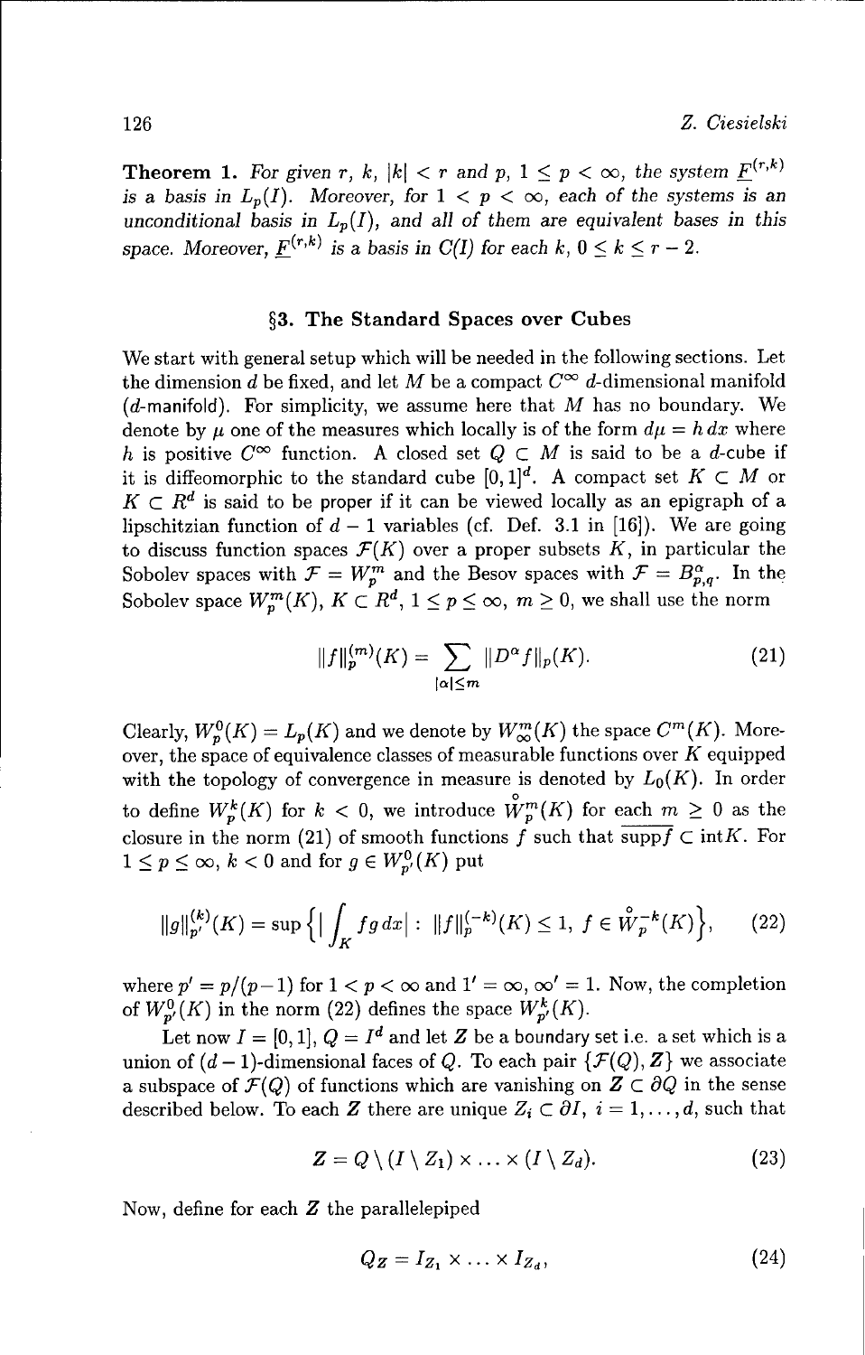**Theorem 1.** *For given $r$, $k$, $|k| < r$ and $p$, $1 \leq p < \infty$, the system $\underline{F}^{(r,k)}$ is a basis in $L_p(I)$. Moreover, for $1 < p < \infty$, each of the systems is an unconditional basis in $L_p(I)$, and all of them are equivalent bases in this space. Moreover, $\underline{F}^{(r,k)}$ is a basis in $C(I)$ for each $k$, $0 \leq k \leq r-2$.*

## §3. The Standard Spaces over Cubes

We start with general setup which will be needed in the following sections. Let the dimension $d$ be fixed, and let $M$ be a compact $C^\infty$ $d$-dimensional manifold ($d$-manifold). For simplicity, we assume here that $M$ has no boundary. We denote by $\mu$ one of the measures which locally is of the form $d\mu = h\,dx$ where $h$ is positive $C^\infty$ function. A closed set $Q \subset M$ is said to be a $d$-cube if it is diffeomorphic to the standard cube $[0,1]^d$. A compact set $K \subset M$ or $K \subset R^d$ is said to be proper if it can be viewed locally as an epigraph of a lipschitzian function of $d-1$ variables (cf. Def. 3.1 in [16]). We are going to discuss function spaces $\mathcal{F}(K)$ over a proper subsets $K$, in particular the Sobolev spaces with $\mathcal{F} = W_p^m$ and the Besov spaces with $\mathcal{F} = B_{p,q}^\alpha$. In the Sobolev space $W_p^m(K)$, $K \subset R^d$, $1 \leq p \leq \infty$, $m \geq 0$, we shall use the norm

$$\|f\|_p^{(m)}(K) = \sum_{|\alpha| \leq m} \|D^\alpha f\|_p(K). \tag{21}$$

Clearly, $W_p^0(K) = L_p(K)$ and we denote by $W_\infty^m(K)$ the space $C^m(K)$. Moreover, the space of equivalence classes of measurable functions over $K$ equipped with the topology of convergence in measure is denoted by $L_0(K)$. In order to define $W_p^k(K)$ for $k < 0$, we introduce $\mathring{W}_p^m(K)$ for each $m \geq 0$ as the closure in the norm (21) of smooth functions $f$ such that $\overline{\text{supp} f} \subset \text{int} K$. For $1 \leq p \leq \infty$, $k < 0$ and for $g \in W_{p'}^0(K)$ put

$$\|g\|_{p'}^{(k)}(K) = \sup\Big\{\Big|\int_K fg\,dx\Big| : \|f\|_p^{(-k)}(K) \leq 1,\ f \in \mathring{W}_p^{-k}(K)\Big\}, \tag{22}$$

where $p' = p/(p-1)$ for $1 < p < \infty$ and $1' = \infty$, $\infty' = 1$. Now, the completion of $W_{p'}^0(K)$ in the norm (22) defines the space $W_{p'}^k(K)$.

Let now $I = [0,1]$, $Q = I^d$ and let $\boldsymbol{Z}$ be a boundary set i.e. a set which is a union of $(d-1)$-dimensional faces of $Q$. To each pair $\{\mathcal{F}(Q), \boldsymbol{Z}\}$ we associate a subspace of $\mathcal{F}(Q)$ of functions which are vanishing on $\boldsymbol{Z} \subset \partial Q$ in the sense described below. To each $\boldsymbol{Z}$ there are unique $Z_i \subset \partial I$, $i = 1, \ldots, d$, such that

$$\boldsymbol{Z} = Q \setminus (I \setminus Z_1) \times \ldots \times (I \setminus Z_d). \tag{23}$$

Now, define for each $\boldsymbol{Z}$ the parallelepiped

$$Q_{\boldsymbol{Z}} = I_{Z_1} \times \ldots \times I_{Z_d}, \tag{24}$$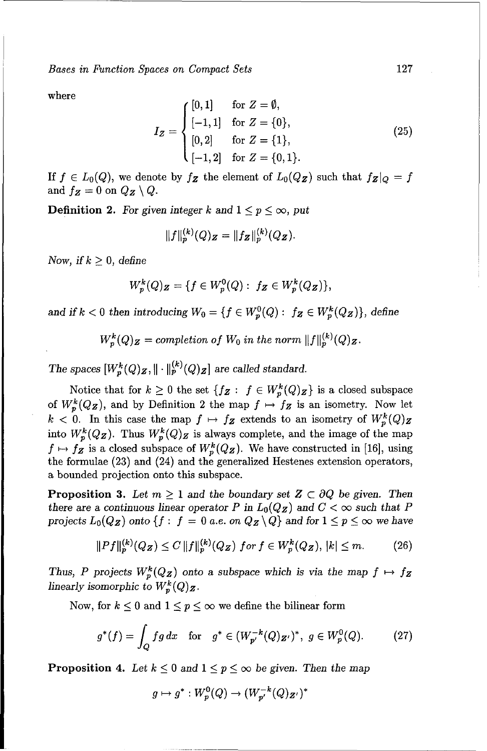where

$$I_Z = \begin{cases} [0,1] & \text{for } Z = \emptyset, \\ [-1,1] & \text{for } Z = \{0\}, \\ [0,2] & \text{for } Z = \{1\}, \\ [-1,2] & \text{for } Z = \{0,1\}. \end{cases} \tag{25}$$

If $f \in L_0(Q)$, we denote by $f_Z$ the element of $L_0(Q_Z)$ such that $f_Z|_Q = f$ and $f_Z = 0$ on $Q_Z \setminus Q$.

**Definition 2.** *For given integer $k$ and $1 \leq p \leq \infty$, put*

$$\|f\|_p^{(k)}(Q)_Z = \|f_Z\|_p^{(k)}(Q_Z).$$

*Now, if $k \geq 0$, define*

$$W_p^k(Q)_Z = \{f \in W_p^0(Q) : \ f_Z \in W_p^k(Q_Z)\},$$

*and if $k < 0$ then introducing $W_0 = \{f \in W_p^0(Q) : \ f_Z \in W_p^k(Q_Z)\}$, define*

$$W_p^k(Q)_Z = \text{completion of } W_0 \text{ in the norm } \|f\|_p^{(k)}(Q)_Z.$$

*The spaces $[W_p^k(Q)_Z, \|\cdot\|_p^{(k)}(Q)_Z]$ are called standard.*

Notice that for $k \geq 0$ the set $\{f_Z : \ f \in W_p^k(Q)_Z\}$ is a closed subspace of $W_p^k(Q_Z)$, and by Definition 2 the map $f \mapsto f_Z$ is an isometry. Now let $k < 0$. In this case the map $f \mapsto f_Z$ extends to an isometry of $W_p^k(Q)_Z$ into $W_p^k(Q_Z)$. Thus $W_p^k(Q)_Z$ is always complete, and the image of the map $f \mapsto f_Z$ is a closed subspace of $W_p^k(Q_Z)$. We have constructed in [16], using the formulae (23) and (24) and the generalized Hestenes extension operators, a bounded projection onto this subspace.

**Proposition 3.** *Let $m \geq 1$ and the boundary set $Z \subset \partial Q$ be given. Then there are a continuous linear operator $P$ in $L_0(Q_Z)$ and $C < \infty$ such that $P$ projects $L_0(Q_Z)$ onto $\{f : \ f = 0 \text{ a.e. on } Q_Z \setminus Q\}$ and for $1 \leq p \leq \infty$ we have*

$$\|Pf\|_p^{(k)}(Q_Z) \leq C\,\|f\|_p^{(k)}(Q_Z) \text{ for } f \in W_p^k(Q_Z),\ |k| \leq m. \tag{26}$$

*Thus, $P$ projects $W_p^k(Q_Z)$ onto a subspace which is via the map $f \mapsto f_Z$ linearly isomorphic to $W_p^k(Q)_Z$.*

Now, for $k \leq 0$ and $1 \leq p \leq \infty$ we define the bilinear form

$$g^*(f) = \int_Q fg\,dx \quad \text{for} \quad g^* \in (W_{p'}^{-k}(Q)_{Z'})^*,\ g \in W_p^0(Q). \tag{27}$$

**Proposition 4.** *Let $k \leq 0$ and $1 \leq p \leq \infty$ be given. Then the map*

$$g \mapsto g^* : W_p^0(Q) \to (W_{p'}^{-k}(Q)_{Z'})^*$$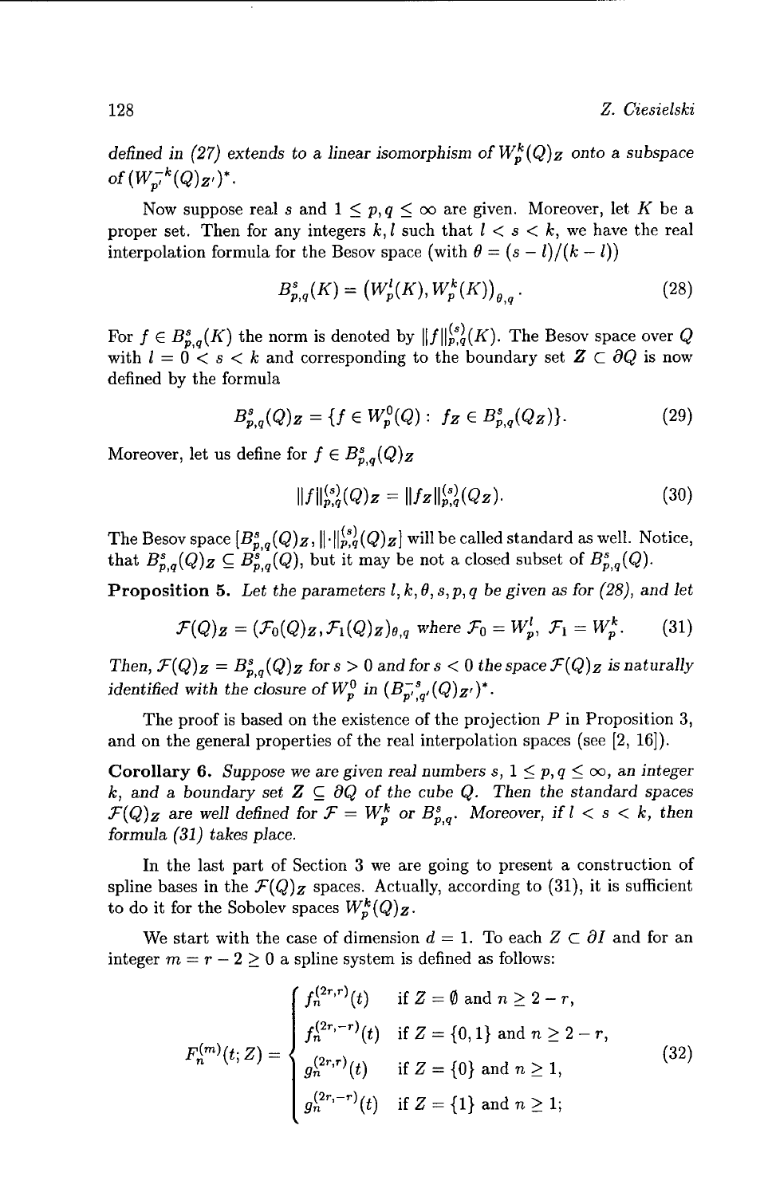*defined in (27) extends to a linear isomorphism of $W_p^k(Q)_Z$ onto a subspace of $(W_{p'}^{-k}(Q)_{Z'})^*$.*

Now suppose real $s$ and $1 \le p, q \le \infty$ are given. Moreover, let $K$ be a proper set. Then for any integers $k, l$ such that $l < s < k$, we have the real interpolation formula for the Besov space (with $\theta = (s-l)/(k-l)$)

$$B_{p,q}^s(K) = \left(W_p^l(K), W_p^k(K)\right)_{\theta,q}. \tag{28}$$

For $f \in B_{p,q}^s(K)$ the norm is denoted by $\|f\|_{p,q}^{(s)}(K)$. The Besov space over $Q$ with $l = 0 < s < k$ and corresponding to the boundary set $\boldsymbol{Z} \subset \partial Q$ is now defined by the formula

$$B_{p,q}^s(Q)_{\boldsymbol{Z}} = \{f \in W_p^0(Q) : \; f_{\boldsymbol{Z}} \in B_{p,q}^s(Q_{\boldsymbol{Z}})\}. \tag{29}$$

Moreover, let us define for $f \in B_{p,q}^s(Q)_{\boldsymbol{Z}}$

$$\|f\|_{p,q}^{(s)}(Q)_{\boldsymbol{Z}} = \|f_{\boldsymbol{Z}}\|_{p,q}^{(s)}(Q_{\boldsymbol{Z}}). \tag{30}$$

The Besov space $[B_{p,q}^s(Q)_{\boldsymbol{Z}}, \|\cdot\|_{p,q}^{(s)}(Q)_{\boldsymbol{Z}}]$ will be called standard as well. Notice, that $B_{p,q}^s(Q)_{\boldsymbol{Z}} \subseteq B_{p,q}^s(Q)$, but it may be not a closed subset of $B_{p,q}^s(Q)$.

**Proposition 5.** *Let the parameters $l, k, \theta, s, p, q$ be given as for (28), and let*

$$\mathcal{F}(Q)_{\boldsymbol{Z}} = (\mathcal{F}_0(Q)_{\boldsymbol{Z}}, \mathcal{F}_1(Q)_{\boldsymbol{Z}})_{\theta,q} \text{ where } \mathcal{F}_0 = W_p^l,\; \mathcal{F}_1 = W_p^k. \tag{31}$$

*Then, $\mathcal{F}(Q)_{\boldsymbol{Z}} = B_{p,q}^s(Q)_{\boldsymbol{Z}}$ for $s > 0$ and for $s < 0$ the space $\mathcal{F}(Q)_{\boldsymbol{Z}}$ is naturally identified with the closure of $W_p^0$ in $(B_{p',q'}^{-s}(Q)_{\boldsymbol{Z}'})^*$.*

The proof is based on the existence of the projection $P$ in Proposition 3, and on the general properties of the real interpolation spaces (see [2, 16]).

**Corollary 6.** *Suppose we are given real numbers $s$, $1 \le p, q \le \infty$, an integer $k$, and a boundary set $\boldsymbol{Z} \subseteq \partial Q$ of the cube $Q$. Then the standard spaces $\mathcal{F}(Q)_{\boldsymbol{Z}}$ are well defined for $\mathcal{F} = W_p^k$ or $B_{p,q}^s$. Moreover, if $l < s < k$, then formula (31) takes place.*

In the last part of Section 3 we are going to present a construction of spline bases in the $\mathcal{F}(Q)_{\boldsymbol{Z}}$ spaces. Actually, according to (31), it is sufficient to do it for the Sobolev spaces $W_p^k(Q)_{\boldsymbol{Z}}$.

We start with the case of dimension $d = 1$. To each $Z \subset \partial I$ and for an integer $m = r - 2 \ge 0$ a spline system is defined as follows:

$$F_n^{(m)}(t; Z) = \begin{cases} f_n^{(2r,r)}(t) & \text{if } Z = \emptyset \text{ and } n \ge 2 - r, \\ f_n^{(2r,-r)}(t) & \text{if } Z = \{0, 1\} \text{ and } n \ge 2 - r, \\ g_n^{(2r,r)}(t) & \text{if } Z = \{0\} \text{ and } n \ge 1, \\ g_n^{(2r,-r)}(t) & \text{if } Z = \{1\} \text{ and } n \ge 1; \end{cases} \tag{32}$$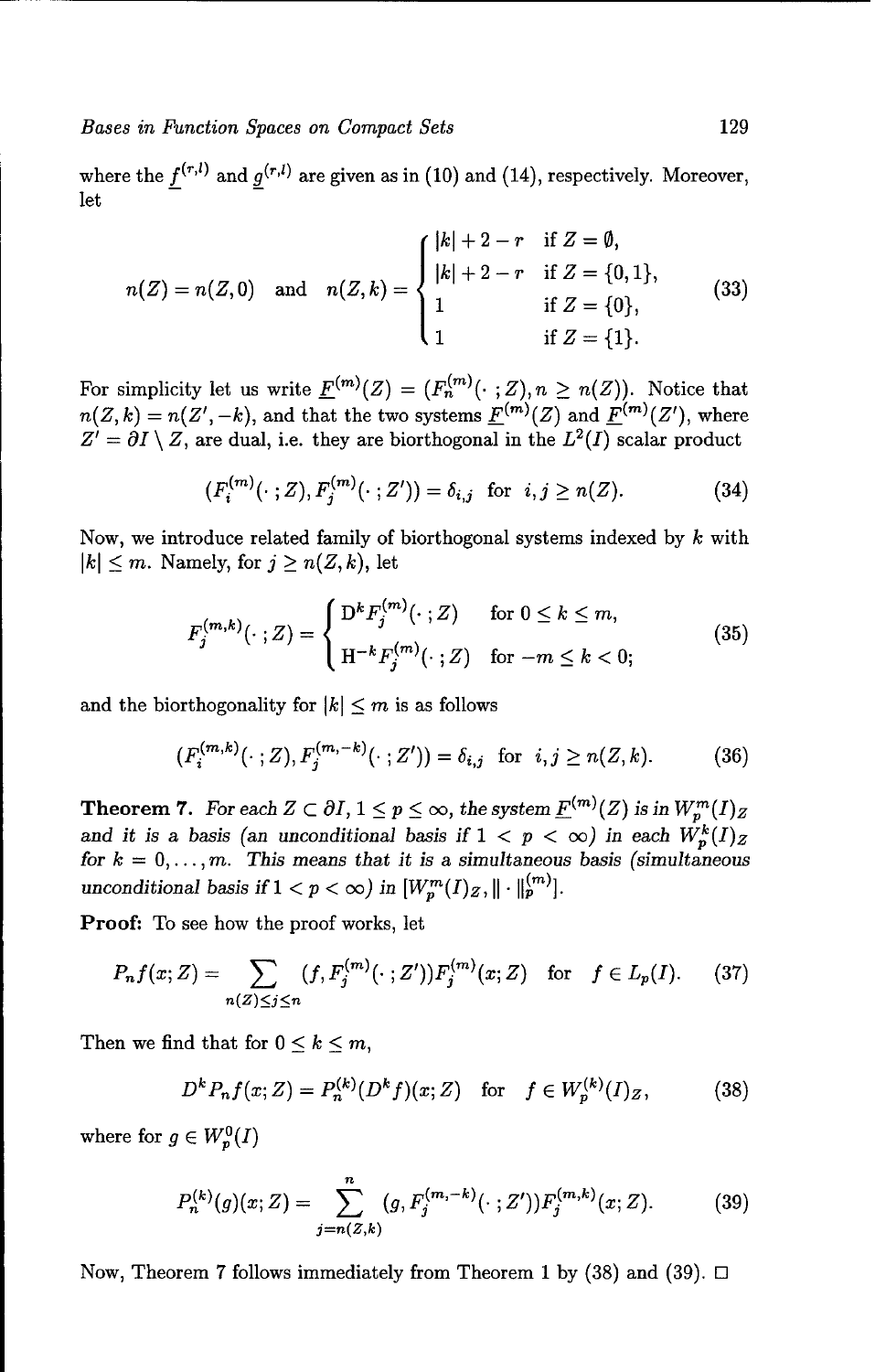where the $\underline{f}^{(r,l)}$ and $\underline{g}^{(r,l)}$ are given as in (10) and (14), respectively. Moreover, let

$$n(Z) = n(Z,0) \quad \text{and} \quad n(Z,k) = \begin{cases} |k| + 2 - r & \text{if } Z = \emptyset, \\ |k| + 2 - r & \text{if } Z = \{0,1\}, \\ 1 & \text{if } Z = \{0\}, \\ 1 & \text{if } Z = \{1\}. \end{cases} \tag{33}$$

For simplicity let us write $\underline{F}^{(m)}(Z) = (F_n^{(m)}(\cdot\,;Z), n \geq n(Z))$. Notice that $n(Z,k) = n(Z',-k)$, and that the two systems $\underline{F}^{(m)}(Z)$ and $\underline{F}^{(m)}(Z')$, where $Z' = \partial I \setminus Z$, are dual, i.e. they are biorthogonal in the $L^2(I)$ scalar product

$$(F_i^{(m)}(\cdot\,;Z), F_j^{(m)}(\cdot\,;Z')) = \delta_{i,j} \quad \text{for } \; i,j \geq n(Z). \tag{34}$$

Now, we introduce related family of biorthogonal systems indexed by $k$ with $|k| \leq m$. Namely, for $j \geq n(Z,k)$, let

$$F_j^{(m,k)}(\cdot\,;Z) = \begin{cases} \mathrm{D}^k F_j^{(m)}(\cdot\,;Z) & \text{for } 0 \leq k \leq m, \\ \mathrm{H}^{-k} F_j^{(m)}(\cdot\,;Z) & \text{for } -m \leq k < 0; \end{cases} \tag{35}$$

and the biorthogonality for $|k| \leq m$ is as follows

$$(F_i^{(m,k)}(\cdot\,;Z), F_j^{(m,-k)}(\cdot\,;Z')) = \delta_{i,j} \quad \text{for } \; i,j \geq n(Z,k). \tag{36}$$

**Theorem 7.** *For each $Z \subset \partial I$, $1 \leq p \leq \infty$, the system $\underline{F}^{(m)}(Z)$ is in $W_p^m(I)_Z$ and it is a basis (an unconditional basis if $1 < p < \infty$) in each $W_p^k(I)_Z$ for $k = 0, \ldots, m$. This means that it is a simultaneous basis (simultaneous unconditional basis if $1 < p < \infty$) in $[W_p^m(I)_Z, \|\cdot\|_p^{(m)}]$.*

**Proof:** To see how the proof works, let

$$P_n f(x;Z) = \sum_{n(Z) \leq j \leq n} (f, F_j^{(m)}(\cdot\,;Z'))F_j^{(m)}(x;Z) \quad \text{for } \; f \in L_p(I). \tag{37}$$

Then we find that for $0 \leq k \leq m$,

$$D^k P_n f(x;Z) = P_n^{(k)}(D^k f)(x;Z) \quad \text{for } \; f \in W_p^{(k)}(I)_Z, \tag{38}$$

where for $g \in W_p^0(I)$

$$P_n^{(k)}(g)(x;Z) = \sum_{j=n(Z,k)}^{n} (g, F_j^{(m,-k)}(\cdot\,;Z'))F_j^{(m,k)}(x;Z). \tag{39}$$

Now, Theorem 7 follows immediately from Theorem 1 by (38) and (39). □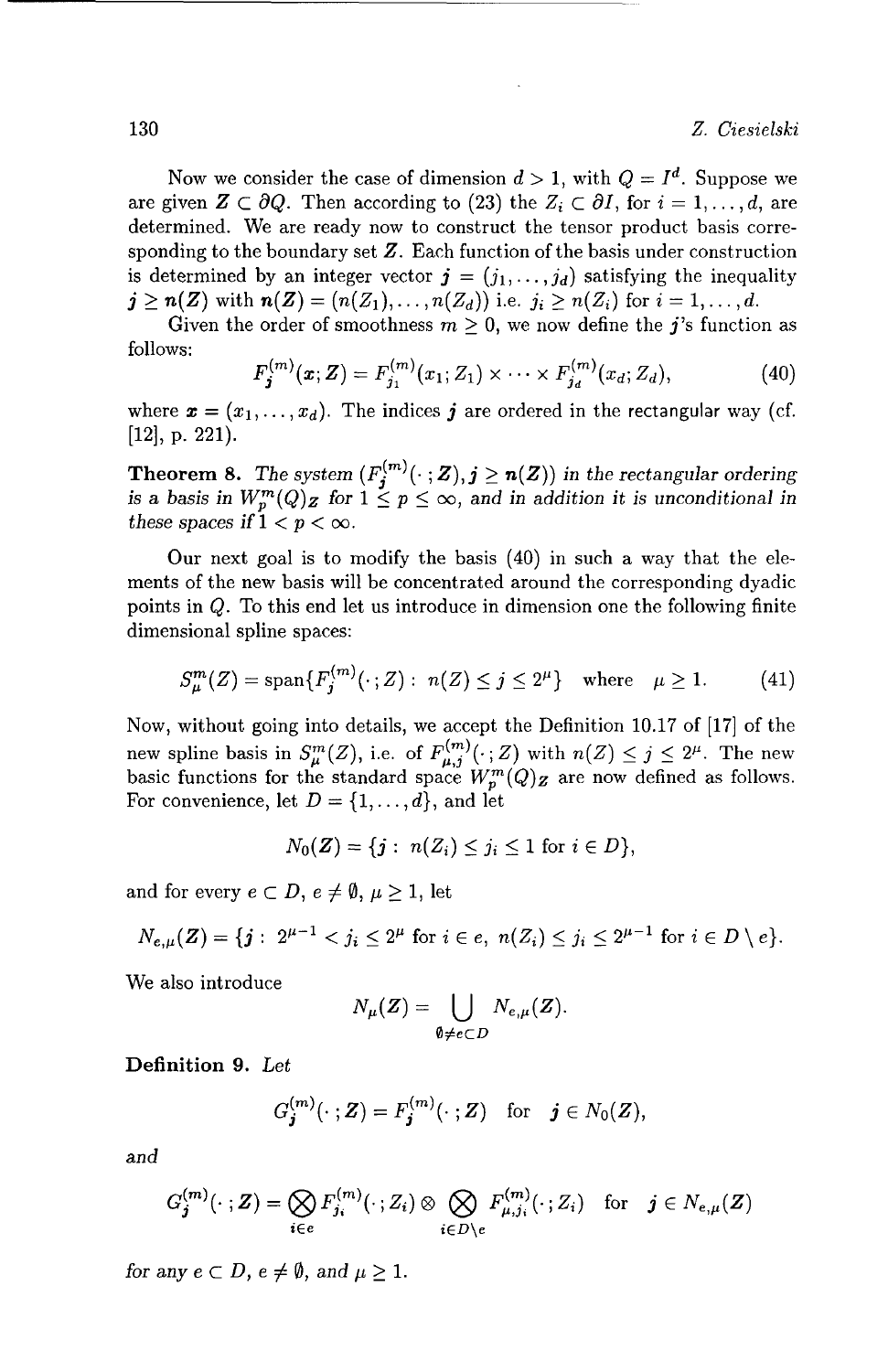Now we consider the case of dimension $d > 1$, with $Q = I^d$. Suppose we are given $\boldsymbol{Z} \subset \partial Q$. Then according to (23) the $Z_i \subset \partial I$, for $i = 1, \ldots, d$, are determined. We are ready now to construct the tensor product basis corresponding to the boundary set $\boldsymbol{Z}$. Each function of the basis under construction is determined by an integer vector $\boldsymbol{j} = (j_1, \ldots, j_d)$ satisfying the inequality $\boldsymbol{j} \geq \boldsymbol{n}(\boldsymbol{Z})$ with $\boldsymbol{n}(\boldsymbol{Z}) = (n(Z_1), \ldots, n(Z_d))$ i.e. $j_i \geq n(Z_i)$ for $i = 1, \ldots, d$.

Given the order of smoothness $m \geq 0$, we now define the $\boldsymbol{j}$'s function as follows:

$$F_{\boldsymbol{j}}^{(m)}(\boldsymbol{x}; \boldsymbol{Z}) = F_{j_1}^{(m)}(x_1; Z_1) \times \cdots \times F_{j_d}^{(m)}(x_d; Z_d), \tag{40}$$

where $\boldsymbol{x} = (x_1, \ldots, x_d)$. The indices $\boldsymbol{j}$ are ordered in the rectangular way (cf. [12], p. 221).

**Theorem 8.** *The system* $(F_{\boldsymbol{j}}^{(m)}(\cdot\,; \boldsymbol{Z}), \boldsymbol{j} \geq \boldsymbol{n}(\boldsymbol{Z}))$ *in the rectangular ordering is a basis in* $W_p^m(Q)_{\boldsymbol{Z}}$ *for* $1 \leq p \leq \infty$, *and in addition it is unconditional in these spaces if* $1 < p < \infty$.

Our next goal is to modify the basis (40) in such a way that the elements of the new basis will be concentrated around the corresponding dyadic points in $Q$. To this end let us introduce in dimension one the following finite dimensional spline spaces:

$$S_\mu^m(Z) = \operatorname{span}\{F_j^{(m)}(\cdot\,; Z) : \; n(Z) \leq j \leq 2^\mu\} \quad \text{where} \quad \mu \geq 1. \tag{41}$$

Now, without going into details, we accept the Definition 10.17 of [17] of the new spline basis in $S_\mu^m(Z)$, i.e. of $F_{\mu,j}^{(m)}(\cdot\,; Z)$ with $n(Z) \leq j \leq 2^\mu$. The new basic functions for the standard space $W_p^m(Q)_{\boldsymbol{Z}}$ are now defined as follows. For convenience, let $D = \{1, \ldots, d\}$, and let

$$N_0(\boldsymbol{Z}) = \{\boldsymbol{j} : \; n(Z_i) \leq j_i \leq 1 \text{ for } i \in D\},$$

and for every $e \subset D$, $e \neq \emptyset$, $\mu \geq 1$, let

$$N_{e,\mu}(\boldsymbol{Z}) = \{\boldsymbol{j} : \; 2^{\mu-1} < j_i \leq 2^\mu \text{ for } i \in e, \; n(Z_i) \leq j_i \leq 2^{\mu-1} \text{ for } i \in D \setminus e\}.$$

We also introduce

$$N_\mu(\boldsymbol{Z}) = \bigcup_{\emptyset \neq e \subset D} N_{e,\mu}(\boldsymbol{Z}).$$

**Definition 9.** *Let*

$$G_{\boldsymbol{j}}^{(m)}(\cdot\,; \boldsymbol{Z}) = F_{\boldsymbol{j}}^{(m)}(\cdot\,; \boldsymbol{Z}) \quad \text{for} \quad \boldsymbol{j} \in N_0(\boldsymbol{Z}),$$

*and*

$$G_{\boldsymbol{j}}^{(m)}(\cdot\,; \boldsymbol{Z}) = \bigotimes_{i \in e} F_{j_i}^{(m)}(\cdot\,; Z_i) \otimes \bigotimes_{i \in D \setminus e} F_{\mu,j_i}^{(m)}(\cdot\,; Z_i) \quad \text{for} \quad \boldsymbol{j} \in N_{e,\mu}(\boldsymbol{Z})$$

*for any* $e \subset D$, $e \neq \emptyset$, *and* $\mu \geq 1$.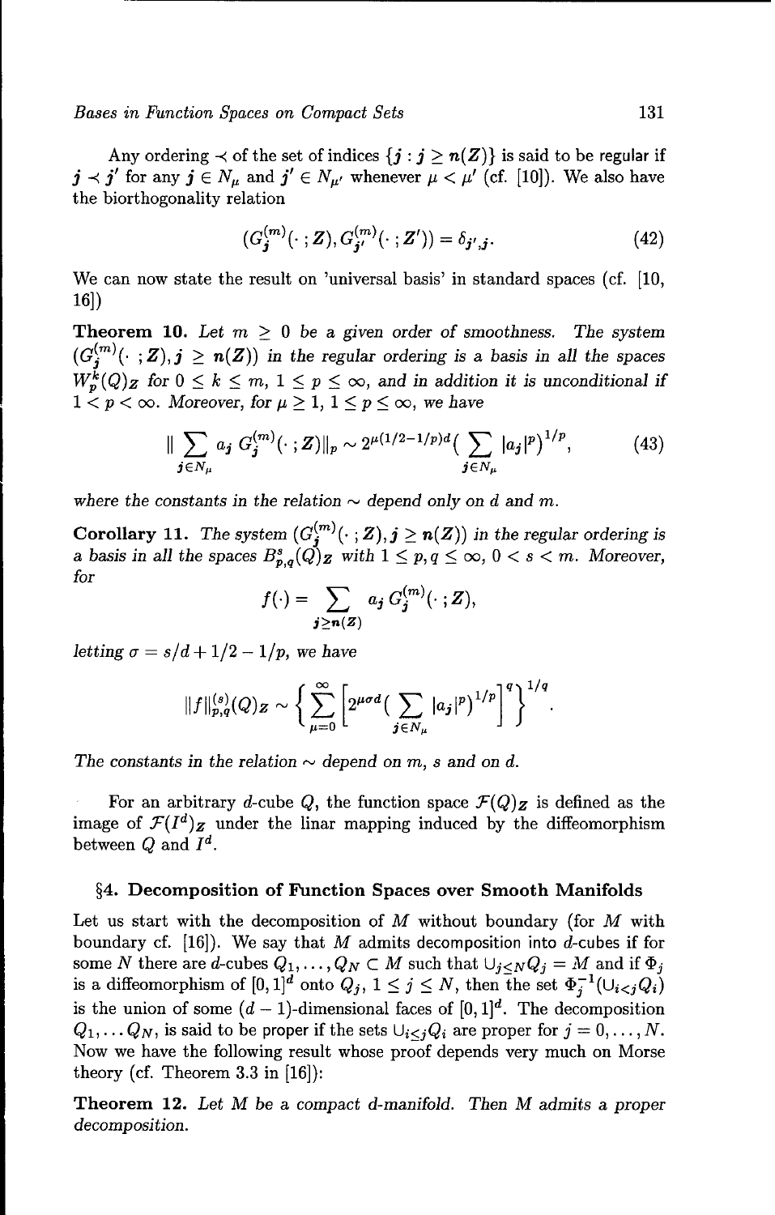Any ordering $\prec$ of the set of indices $\{\boldsymbol{j} : \boldsymbol{j} \geq \boldsymbol{n}(\boldsymbol{Z})\}$ is said to be regular if $\boldsymbol{j} \prec \boldsymbol{j}'$ for any $\boldsymbol{j} \in N_\mu$ and $\boldsymbol{j}' \in N_{\mu'}$ whenever $\mu < \mu'$ (cf. [10]). We also have the biorthogonality relation

$$(G_{\boldsymbol{j}}^{(m)}(\cdot\,;\boldsymbol{Z}), G_{\boldsymbol{j}'}^{(m)}(\cdot\,;\boldsymbol{Z}')) = \delta_{\boldsymbol{j}',\boldsymbol{j}}. \tag{42}$$

We can now state the result on 'universal basis' in standard spaces (cf. [10, 16])

**Theorem 10.** *Let $m \geq 0$ be a given order of smoothness. The system $(G_{\boldsymbol{j}}^{(m)}(\cdot\,;\boldsymbol{Z}), \boldsymbol{j} \geq \boldsymbol{n}(\boldsymbol{Z}))$ in the regular ordering is a basis in all the spaces $W_p^k(Q)_{\boldsymbol{Z}}$ for $0 \leq k \leq m$, $1 \leq p \leq \infty$, and in addition it is unconditional if $1 < p < \infty$. Moreover, for $\mu \geq 1$, $1 \leq p \leq \infty$, we have*

$$\| \sum_{\boldsymbol{j} \in N_\mu} a_{\boldsymbol{j}}\, G_{\boldsymbol{j}}^{(m)}(\cdot\,;\boldsymbol{Z})\|_p \sim 2^{\mu(1/2-1/p)d}\Big(\sum_{\boldsymbol{j} \in N_\mu} |a_{\boldsymbol{j}}|^p\Big)^{1/p}, \tag{43}$$

*where the constants in the relation $\sim$ depend only on $d$ and $m$.*

**Corollary 11.** *The system $(G_{\boldsymbol{j}}^{(m)}(\cdot\,;\boldsymbol{Z}), \boldsymbol{j} \geq \boldsymbol{n}(\boldsymbol{Z}))$ in the regular ordering is a basis in all the spaces $B_{p,q}^s(Q)_{\boldsymbol{Z}}$ with $1 \leq p, q \leq \infty$, $0 < s < m$. Moreover, for*

$$f(\cdot) = \sum_{\boldsymbol{j} \geq \boldsymbol{n}(\boldsymbol{Z})} a_{\boldsymbol{j}}\, G_{\boldsymbol{j}}^{(m)}(\cdot\,;\boldsymbol{Z}),$$

*letting $\sigma = s/d + 1/2 - 1/p$, we have*

$$\|f\|_{p,q}^{(s)}(Q)_{\boldsymbol{Z}} \sim \left\{ \sum_{\mu=0}^{\infty} \left[ 2^{\mu\sigma d}\Big(\sum_{\boldsymbol{j} \in N_\mu} |a_{\boldsymbol{j}}|^p\Big)^{1/p} \right]^q \right\}^{1/q}.$$

*The constants in the relation $\sim$ depend on $m$, $s$ and on $d$.*

For an arbitrary $d$-cube $Q$, the function space $\mathcal{F}(Q)_{\boldsymbol{Z}}$ is defined as the image of $\mathcal{F}(I^d)_{\boldsymbol{Z}}$ under the linar mapping induced by the diffeomorphism between $Q$ and $I^d$.

## §4. Decomposition of Function Spaces over Smooth Manifolds

Let us start with the decomposition of $M$ without boundary (for $M$ with boundary cf. [16]). We say that $M$ admits decomposition into $d$-cubes if for some $N$ there are $d$-cubes $Q_1, \ldots, Q_N \subset M$ such that $\cup_{j \leq N} Q_j = M$ and if $\Phi_j$ is a diffeomorphism of $[0,1]^d$ onto $Q_j$, $1 \leq j \leq N$, then the set $\Phi_j^{-1}(\cup_{i<j} Q_i)$ is the union of some $(d-1)$-dimensional faces of $[0,1]^d$. The decomposition $Q_1, \ldots Q_N$, is said to be proper if the sets $\cup_{i \leq j} Q_i$ are proper for $j = 0, \ldots, N$. Now we have the following result whose proof depends very much on Morse theory (cf. Theorem 3.3 in [16]):

**Theorem 12.** *Let $M$ be a compact $d$-manifold. Then $M$ admits a proper decomposition.*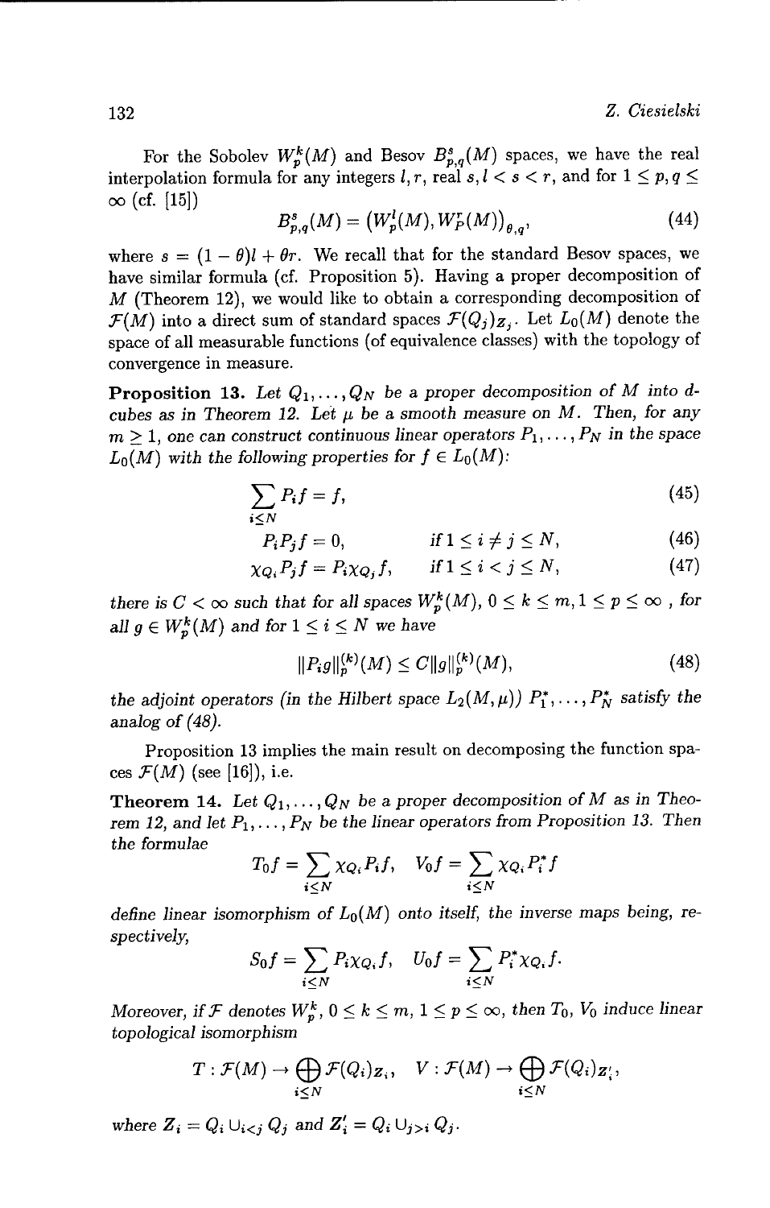For the Sobolev $W_p^k(M)$ and Besov $B_{p,q}^s(M)$ spaces, we have the real interpolation formula for any integers $l, r$, real $s, l < s < r$, and for $1 \le p, q \le \infty$ (cf. [15])

$$B_{p,q}^s(M) = \left(W_p^l(M), W_p^r(M)\right)_{\theta,q}, \tag{44}$$

where $s = (1-\theta)l + \theta r$. We recall that for the standard Besov spaces, we have similar formula (cf. Proposition 5). Having a proper decomposition of $M$ (Theorem 12), we would like to obtain a corresponding decomposition of $\mathcal{F}(M)$ into a direct sum of standard spaces $\mathcal{F}(Q_j)_{Z_j}$. Let $L_0(M)$ denote the space of all measurable functions (of equivalence classes) with the topology of convergence in measure.

**Proposition 13.** *Let $Q_1, \ldots, Q_N$ be a proper decomposition of $M$ into $d$-cubes as in Theorem 12. Let $\mu$ be a smooth measure on $M$. Then, for any $m \ge 1$, one can construct continuous linear operators $P_1, \ldots, P_N$ in the space $L_0(M)$ with the following properties for $f \in L_0(M)$:*

$$\sum_{i \le N} P_i f = f, \tag{45}$$

$$P_i P_j f = 0, \qquad \text{if } 1 \le i \ne j \le N, \tag{46}$$

$$\chi_{Q_i} P_j f = P_i \chi_{Q_j} f, \qquad \text{if } 1 \le i < j \le N, \tag{47}$$

*there is $C < \infty$ such that for all spaces $W_p^k(M)$, $0 \le k \le m, 1 \le p \le \infty$ , for all $g \in W_p^k(M)$ and for $1 \le i \le N$ we have*

$$\|P_i g\|_p^{(k)}(M) \le C \|g\|_p^{(k)}(M), \tag{48}$$

*the adjoint operators (in the Hilbert space $L_2(M,\mu)$) $P_1^*, \ldots, P_N^*$ satisfy the analog of (48).*

Proposition 13 implies the main result on decomposing the function spaces $\mathcal{F}(M)$ (see [16]), i.e.

**Theorem 14.** *Let $Q_1, \ldots, Q_N$ be a proper decomposition of $M$ as in Theorem 12, and let $P_1, \ldots, P_N$ be the linear operators from Proposition 13. Then the formulae*

$$T_0 f = \sum_{i \le N} \chi_{Q_i} P_i f, \quad V_0 f = \sum_{i \le N} \chi_{Q_i} P_i^* f$$

*define linear isomorphism of $L_0(M)$ onto itself, the inverse maps being, respectively,*

$$S_0 f = \sum_{i \le N} P_i \chi_{Q_i} f, \quad U_0 f = \sum_{i \le N} P_i^* \chi_{Q_i} f.$$

*Moreover, if $\mathcal{F}$ denotes $W_p^k$, $0 \le k \le m$, $1 \le p \le \infty$, then $T_0$, $V_0$ induce linear topological isomorphism*

$$T : \mathcal{F}(M) \to \bigoplus_{i \le N} \mathcal{F}(Q_i)_{Z_i}, \quad V : \mathcal{F}(M) \to \bigoplus_{i \le N} \mathcal{F}(Q_i)_{Z_i'},$$

*where $Z_i = Q_i \cup_{i<j} Q_j$ and $Z_i' = Q_i \cup_{j>i} Q_j$.*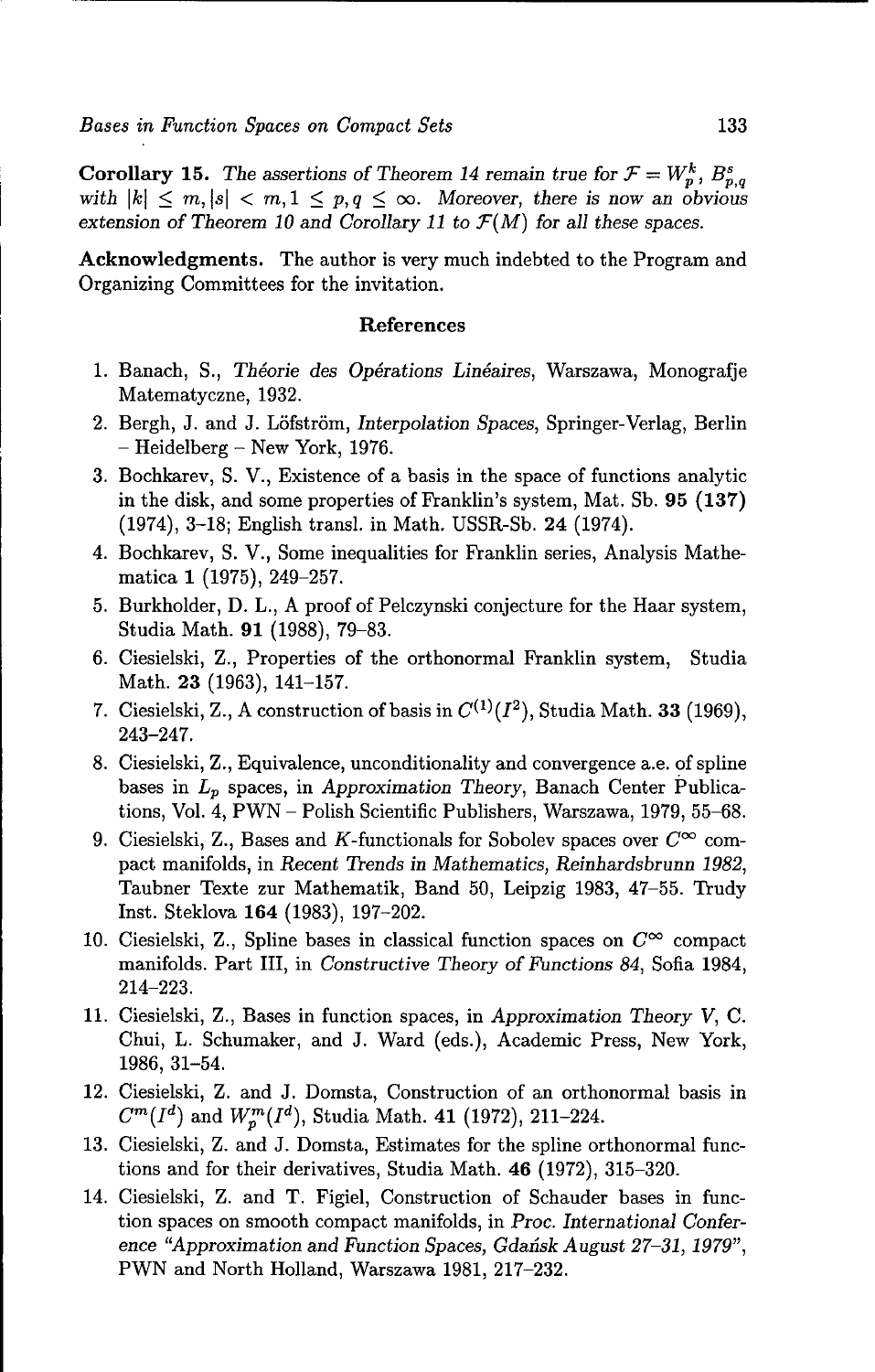**Corollary 15.** *The assertions of Theorem 14 remain true for $\mathcal{F} = W_p^k$, $B_{p,q}^s$ with $|k| \le m, |s| < m, 1 \le p, q \le \infty$. Moreover, there is now an obvious extension of Theorem 10 and Corollary 11 to $\mathcal{F}(M)$ for all these spaces.*

**Acknowledgments.** The author is very much indebted to the Program and Organizing Committees for the invitation.

## References

1. Banach, S., *Théorie des Opérations Linéaires*, Warszawa, Monografje Matematyczne, 1932.
2. Bergh, J. and J. Löfström, *Interpolation Spaces*, Springer-Verlag, Berlin – Heidelberg – New York, 1976.
3. Bochkarev, S. V., Existence of a basis in the space of functions analytic in the disk, and some properties of Franklin's system, Mat. Sb. **95 (137)** (1974), 3–18; English transl. in Math. USSR-Sb. **24** (1974).
4. Bochkarev, S. V., Some inequalities for Franklin series, Analysis Mathematica **1** (1975), 249–257.
5. Burkholder, D. L., A proof of Pelczynski conjecture for the Haar system, Studia Math. **91** (1988), 79–83.
6. Ciesielski, Z., Properties of the orthonormal Franklin system, Studia Math. **23** (1963), 141–157.
7. Ciesielski, Z., A construction of basis in $C^{(1)}(I^2)$, Studia Math. **33** (1969), 243–247.
8. Ciesielski, Z., Equivalence, unconditionality and convergence a.e. of spline bases in $L_p$ spaces, in *Approximation Theory*, Banach Center Publications, Vol. 4, PWN – Polish Scientific Publishers, Warszawa, 1979, 55–68.
9. Ciesielski, Z., Bases and $K$-functionals for Sobolev spaces over $C^\infty$ compact manifolds, in *Recent Trends in Mathematics, Reinhardsbrunn 1982*, Taubner Texte zur Mathematik, Band 50, Leipzig 1983, 47–55. Trudy Inst. Steklova **164** (1983), 197–202.
10. Ciesielski, Z., Spline bases in classical function spaces on $C^\infty$ compact manifolds. Part III, in *Constructive Theory of Functions 84*, Sofia 1984, 214–223.
11. Ciesielski, Z., Bases in function spaces, in *Approximation Theory V*, C. Chui, L. Schumaker, and J. Ward (eds.), Academic Press, New York, 1986, 31–54.
12. Ciesielski, Z. and J. Domsta, Construction of an orthonormal basis in $C^m(I^d)$ and $W_p^m(I^d)$, Studia Math. **41** (1972), 211–224.
13. Ciesielski, Z. and J. Domsta, Estimates for the spline orthonormal functions and for their derivatives, Studia Math. **46** (1972), 315–320.
14. Ciesielski, Z. and T. Figiel, Construction of Schauder bases in function spaces on smooth compact manifolds, in *Proc. International Conference "Approximation and Function Spaces, Gdańsk August 27–31, 1979"*, PWN and North Holland, Warszawa 1981, 217–232.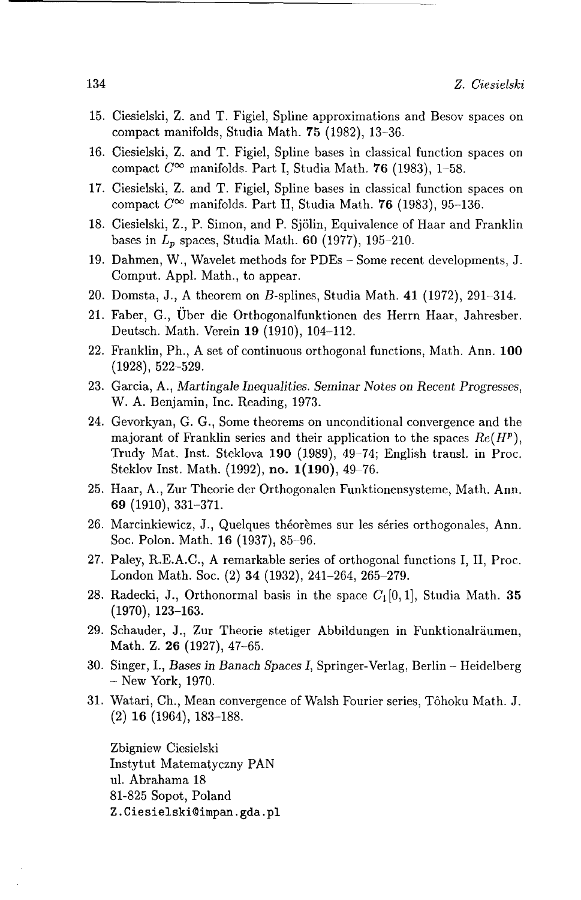15. Ciesielski, Z. and T. Figiel, Spline approximations and Besov spaces on compact manifolds, Studia Math. **75** (1982), 13–36.
16. Ciesielski, Z. and T. Figiel, Spline bases in classical function spaces on compact $C^\infty$ manifolds. Part I, Studia Math. **76** (1983), 1–58.
17. Ciesielski, Z. and T. Figiel, Spline bases in classical function spaces on compact $C^\infty$ manifolds. Part II, Studia Math. **76** (1983), 95–136.
18. Ciesielski, Z., P. Simon, and P. Sjölin, Equivalence of Haar and Franklin bases in $L_p$ spaces, Studia Math. **60** (1977), 195–210.
19. Dahmen, W., Wavelet methods for PDEs – Some recent developments, J. Comput. Appl. Math., to appear.
20. Domsta, J., A theorem on $B$-splines, Studia Math. **41** (1972), 291–314.
21. Faber, G., Über die Orthogonalfunktionen des Herrn Haar, Jahresber. Deutsch. Math. Verein **19** (1910), 104–112.
22. Franklin, Ph., A set of continuous orthogonal functions, Math. Ann. **100** (1928), 522–529.
23. Garcia, A., *Martingale Inequalities. Seminar Notes on Recent Progresses*, W. A. Benjamin, Inc. Reading, 1973.
24. Gevorkyan, G. G., Some theorems on unconditional convergence and the majorant of Franklin series and their application to the spaces $Re(H^p)$, Trudy Mat. Inst. Steklova **190** (1989), 49–74; English transl. in Proc. Steklov Inst. Math. (1992), **no. 1(190)**, 49–76.
25. Haar, A., Zur Theorie der Orthogonalen Funktionensysteme, Math. Ann. **69** (1910), 331–371.
26. Marcinkiewicz, J., Quelques théorèmes sur les séries orthogonales, Ann. Soc. Polon. Math. **16** (1937), 85–96.
27. Paley, R.E.A.C., A remarkable series of orthogonal functions I, II, Proc. London Math. Soc. (2) **34** (1932), 241–264, 265–279.
28. Radecki, J., Orthonormal basis in the space $C_1[0,1]$, Studia Math. **35** (1970), 123–163.
29. Schauder, J., Zur Theorie stetiger Abbildungen in Funktionalräumen, Math. Z. **26** (1927), 47–65.
30. Singer, I., *Bases in Banach Spaces I*, Springer-Verlag, Berlin – Heidelberg – New York, 1970.
31. Watari, Ch., Mean convergence of Walsh Fourier series, Tôhoku Math. J. (2) **16** (1964), 183–188.

Zbigniew Ciesielski
Instytut Matematyczny PAN
ul. Abrahama 18
81-825 Sopot, Poland
Z.Ciesielski@impan.gda.pl